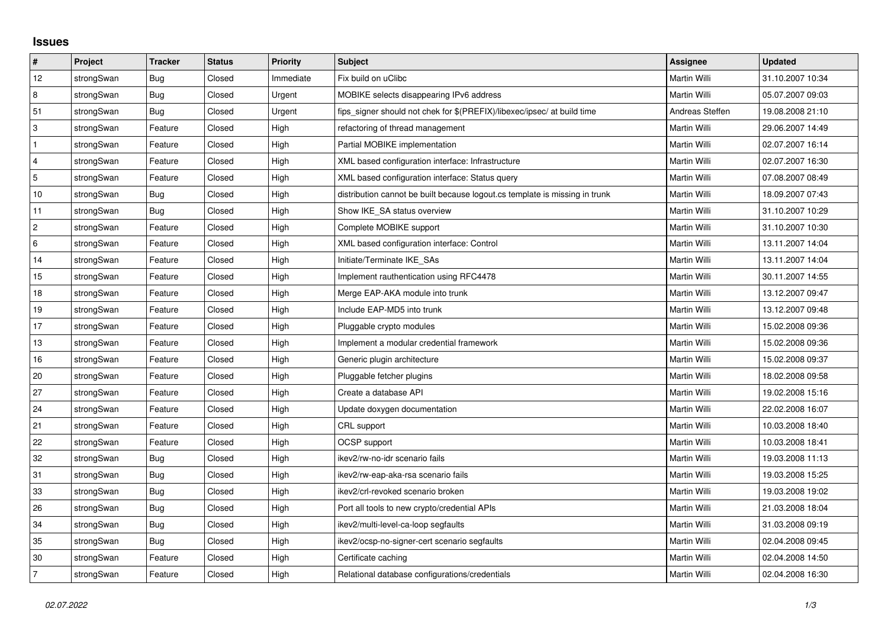# Issues

| # | Project | Tracker | Status | Priority | Subject | Assignee | Updated |
|---|---|---|---|---|---|---|---|
| 12 | strongSwan | Bug | Closed | Immediate | Fix build on uClibc | Martin Willi | 31.10.2007 10:34 |
| 8 | strongSwan | Bug | Closed | Urgent | MOBIKE selects disappearing IPv6 address | Martin Willi | 05.07.2007 09:03 |
| 51 | strongSwan | Bug | Closed | Urgent | fips_signer should not chek for $(PREFIX)/libexec/ipsec/ at build time | Andreas Steffen | 19.08.2008 21:10 |
| 3 | strongSwan | Feature | Closed | High | refactoring of thread management | Martin Willi | 29.06.2007 14:49 |
| 1 | strongSwan | Feature | Closed | High | Partial MOBIKE implementation | Martin Willi | 02.07.2007 16:14 |
| 4 | strongSwan | Feature | Closed | High | XML based configuration interface: Infrastructure | Martin Willi | 02.07.2007 16:30 |
| 5 | strongSwan | Feature | Closed | High | XML based configuration interface: Status query | Martin Willi | 07.08.2007 08:49 |
| 10 | strongSwan | Bug | Closed | High | distribution cannot be built because logout.cs template is missing in trunk | Martin Willi | 18.09.2007 07:43 |
| 11 | strongSwan | Bug | Closed | High | Show IKE_SA status overview | Martin Willi | 31.10.2007 10:29 |
| 2 | strongSwan | Feature | Closed | High | Complete MOBIKE support | Martin Willi | 31.10.2007 10:30 |
| 6 | strongSwan | Feature | Closed | High | XML based configuration interface: Control | Martin Willi | 13.11.2007 14:04 |
| 14 | strongSwan | Feature | Closed | High | Initiate/Terminate IKE_SAs | Martin Willi | 13.11.2007 14:04 |
| 15 | strongSwan | Feature | Closed | High | Implement rauthentication using RFC4478 | Martin Willi | 30.11.2007 14:55 |
| 18 | strongSwan | Feature | Closed | High | Merge EAP-AKA module into trunk | Martin Willi | 13.12.2007 09:47 |
| 19 | strongSwan | Feature | Closed | High | Include EAP-MD5 into trunk | Martin Willi | 13.12.2007 09:48 |
| 17 | strongSwan | Feature | Closed | High | Pluggable crypto modules | Martin Willi | 15.02.2008 09:36 |
| 13 | strongSwan | Feature | Closed | High | Implement a modular credential framework | Martin Willi | 15.02.2008 09:36 |
| 16 | strongSwan | Feature | Closed | High | Generic plugin architecture | Martin Willi | 15.02.2008 09:37 |
| 20 | strongSwan | Feature | Closed | High | Pluggable fetcher plugins | Martin Willi | 18.02.2008 09:58 |
| 27 | strongSwan | Feature | Closed | High | Create a database API | Martin Willi | 19.02.2008 15:16 |
| 24 | strongSwan | Feature | Closed | High | Update doxygen documentation | Martin Willi | 22.02.2008 16:07 |
| 21 | strongSwan | Feature | Closed | High | CRL support | Martin Willi | 10.03.2008 18:40 |
| 22 | strongSwan | Feature | Closed | High | OCSP support | Martin Willi | 10.03.2008 18:41 |
| 32 | strongSwan | Bug | Closed | High | ikev2/rw-no-idr scenario fails | Martin Willi | 19.03.2008 11:13 |
| 31 | strongSwan | Bug | Closed | High | ikev2/rw-eap-aka-rsa scenario fails | Martin Willi | 19.03.2008 15:25 |
| 33 | strongSwan | Bug | Closed | High | ikev2/crl-revoked scenario broken | Martin Willi | 19.03.2008 19:02 |
| 26 | strongSwan | Bug | Closed | High | Port all tools to new crypto/credential APIs | Martin Willi | 21.03.2008 18:04 |
| 34 | strongSwan | Bug | Closed | High | ikev2/multi-level-ca-loop segfaults | Martin Willi | 31.03.2008 09:19 |
| 35 | strongSwan | Bug | Closed | High | ikev2/ocsp-no-signer-cert scenario segfaults | Martin Willi | 02.04.2008 09:45 |
| 30 | strongSwan | Feature | Closed | High | Certificate caching | Martin Willi | 02.04.2008 14:50 |
| 7 | strongSwan | Feature | Closed | High | Relational database configurations/credentials | Martin Willi | 02.04.2008 16:30 |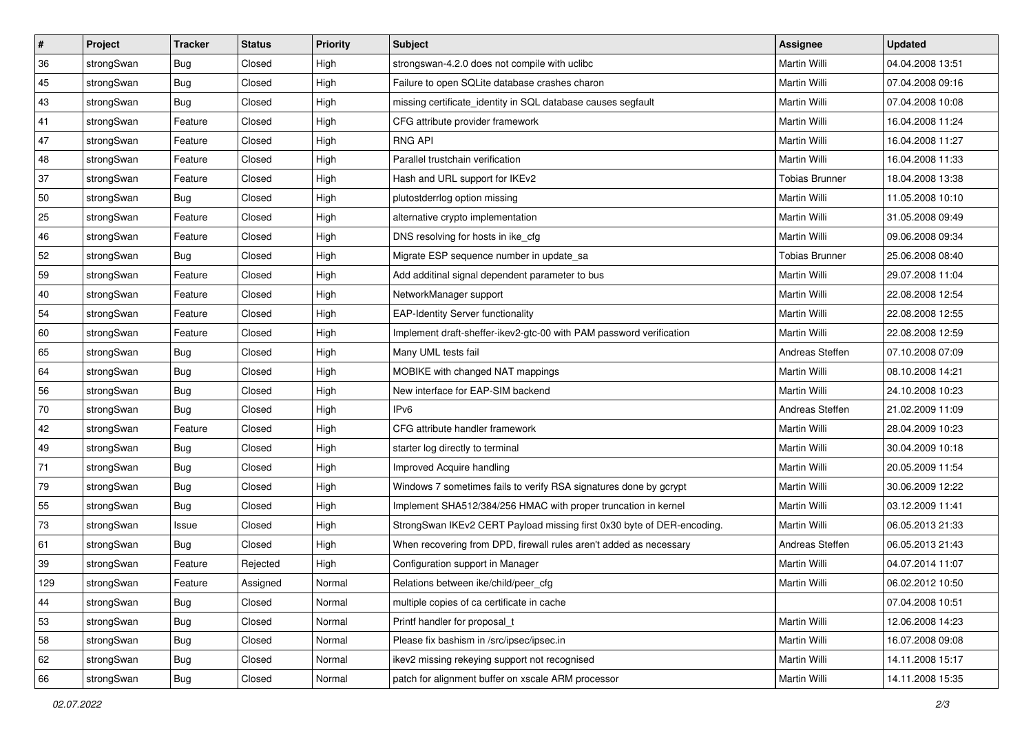| # | Project | Tracker | Status | Priority | Subject | Assignee | Updated |
|---|---|---|---|---|---|---|---|
| 36 | strongSwan | Bug | Closed | High | strongswan-4.2.0 does not compile with uclibc | Martin Willi | 04.04.2008 13:51 |
| 45 | strongSwan | Bug | Closed | High | Failure to open SQLite database crashes charon | Martin Willi | 07.04.2008 09:16 |
| 43 | strongSwan | Bug | Closed | High | missing certificate_identity in SQL database causes segfault | Martin Willi | 07.04.2008 10:08 |
| 41 | strongSwan | Feature | Closed | High | CFG attribute provider framework | Martin Willi | 16.04.2008 11:24 |
| 47 | strongSwan | Feature | Closed | High | RNG API | Martin Willi | 16.04.2008 11:27 |
| 48 | strongSwan | Feature | Closed | High | Parallel trustchain verification | Martin Willi | 16.04.2008 11:33 |
| 37 | strongSwan | Feature | Closed | High | Hash and URL support for IKEv2 | Tobias Brunner | 18.04.2008 13:38 |
| 50 | strongSwan | Bug | Closed | High | plutostderrlog option missing | Martin Willi | 11.05.2008 10:10 |
| 25 | strongSwan | Feature | Closed | High | alternative crypto implementation | Martin Willi | 31.05.2008 09:49 |
| 46 | strongSwan | Feature | Closed | High | DNS resolving for hosts in ike_cfg | Martin Willi | 09.06.2008 09:34 |
| 52 | strongSwan | Bug | Closed | High | Migrate ESP sequence number in update_sa | Tobias Brunner | 25.06.2008 08:40 |
| 59 | strongSwan | Feature | Closed | High | Add additinal signal dependent parameter to bus | Martin Willi | 29.07.2008 11:04 |
| 40 | strongSwan | Feature | Closed | High | NetworkManager support | Martin Willi | 22.08.2008 12:54 |
| 54 | strongSwan | Feature | Closed | High | EAP-Identity Server functionality | Martin Willi | 22.08.2008 12:55 |
| 60 | strongSwan | Feature | Closed | High | Implement draft-sheffer-ikev2-gtc-00 with PAM password verification | Martin Willi | 22.08.2008 12:59 |
| 65 | strongSwan | Bug | Closed | High | Many UML tests fail | Andreas Steffen | 07.10.2008 07:09 |
| 64 | strongSwan | Bug | Closed | High | MOBIKE with changed NAT mappings | Martin Willi | 08.10.2008 14:21 |
| 56 | strongSwan | Bug | Closed | High | New interface for EAP-SIM backend | Martin Willi | 24.10.2008 10:23 |
| 70 | strongSwan | Bug | Closed | High | IPv6 | Andreas Steffen | 21.02.2009 11:09 |
| 42 | strongSwan | Feature | Closed | High | CFG attribute handler framework | Martin Willi | 28.04.2009 10:23 |
| 49 | strongSwan | Bug | Closed | High | starter log directly to terminal | Martin Willi | 30.04.2009 10:18 |
| 71 | strongSwan | Bug | Closed | High | Improved Acquire handling | Martin Willi | 20.05.2009 11:54 |
| 79 | strongSwan | Bug | Closed | High | Windows 7 sometimes fails to verify RSA signatures done by gcrypt | Martin Willi | 30.06.2009 12:22 |
| 55 | strongSwan | Bug | Closed | High | Implement SHA512/384/256 HMAC with proper truncation in kernel | Martin Willi | 03.12.2009 11:41 |
| 73 | strongSwan | Issue | Closed | High | StrongSwan IKEv2 CERT Payload missing first 0x30 byte of DER-encoding. | Martin Willi | 06.05.2013 21:33 |
| 61 | strongSwan | Bug | Closed | High | When recovering from DPD, firewall rules aren't added as necessary | Andreas Steffen | 06.05.2013 21:43 |
| 39 | strongSwan | Feature | Rejected | High | Configuration support in Manager | Martin Willi | 04.07.2014 11:07 |
| 129 | strongSwan | Feature | Assigned | Normal | Relations between ike/child/peer_cfg | Martin Willi | 06.02.2012 10:50 |
| 44 | strongSwan | Bug | Closed | Normal | multiple copies of ca certificate in cache | | 07.04.2008 10:51 |
| 53 | strongSwan | Bug | Closed | Normal | Printf handler for proposal_t | Martin Willi | 12.06.2008 14:23 |
| 58 | strongSwan | Bug | Closed | Normal | Please fix bashism in /src/ipsec/ipsec.in | Martin Willi | 16.07.2008 09:08 |
| 62 | strongSwan | Bug | Closed | Normal | ikev2 missing rekeying support not recognised | Martin Willi | 14.11.2008 15:17 |
| 66 | strongSwan | Bug | Closed | Normal | patch for alignment buffer on xscale ARM processor | Martin Willi | 14.11.2008 15:35 |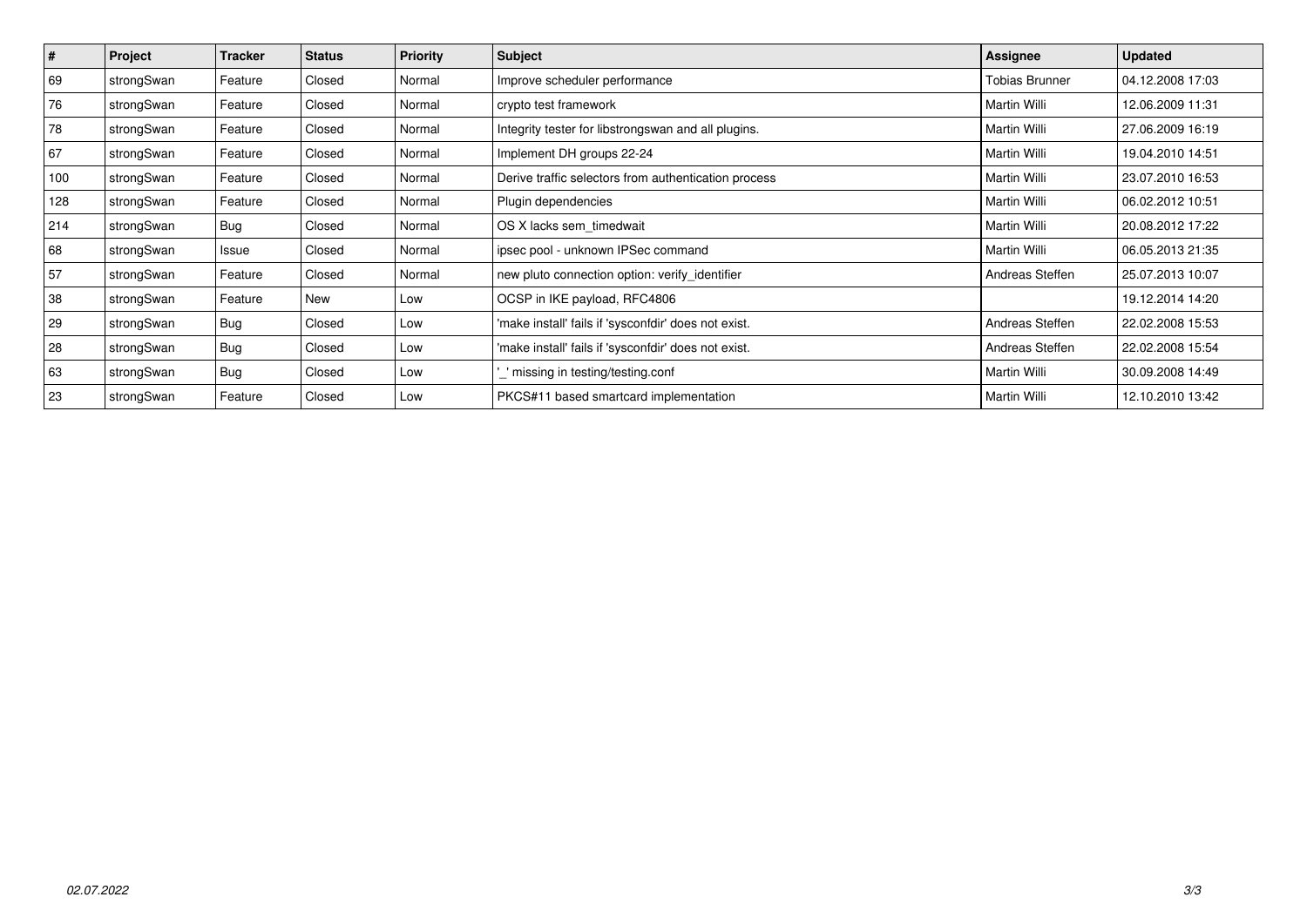| # | Project | Tracker | Status | Priority | Subject | Assignee | Updated |
|---|---|---|---|---|---|---|---|
| 69 | strongSwan | Feature | Closed | Normal | Improve scheduler performance | Tobias Brunner | 04.12.2008 17:03 |
| 76 | strongSwan | Feature | Closed | Normal | crypto test framework | Martin Willi | 12.06.2009 11:31 |
| 78 | strongSwan | Feature | Closed | Normal | Integrity tester for libstrongswan and all plugins. | Martin Willi | 27.06.2009 16:19 |
| 67 | strongSwan | Feature | Closed | Normal | Implement DH groups 22-24 | Martin Willi | 19.04.2010 14:51 |
| 100 | strongSwan | Feature | Closed | Normal | Derive traffic selectors from authentication process | Martin Willi | 23.07.2010 16:53 |
| 128 | strongSwan | Feature | Closed | Normal | Plugin dependencies | Martin Willi | 06.02.2012 10:51 |
| 214 | strongSwan | Bug | Closed | Normal | OS X lacks sem_timedwait | Martin Willi | 20.08.2012 17:22 |
| 68 | strongSwan | Issue | Closed | Normal | ipsec pool - unknown IPSec command | Martin Willi | 06.05.2013 21:35 |
| 57 | strongSwan | Feature | Closed | Normal | new pluto connection option: verify_identifier | Andreas Steffen | 25.07.2013 10:07 |
| 38 | strongSwan | Feature | New | Low | OCSP in IKE payload, RFC4806 | | 19.12.2014 14:20 |
| 29 | strongSwan | Bug | Closed | Low | 'make install' fails if 'sysconfdir' does not exist. | Andreas Steffen | 22.02.2008 15:53 |
| 28 | strongSwan | Bug | Closed | Low | 'make install' fails if 'sysconfdir' does not exist. | Andreas Steffen | 22.02.2008 15:54 |
| 63 | strongSwan | Bug | Closed | Low | '_' missing in testing/testing.conf | Martin Willi | 30.09.2008 14:49 |
| 23 | strongSwan | Feature | Closed | Low | PKCS#11 based smartcard implementation | Martin Willi | 12.10.2010 13:42 |